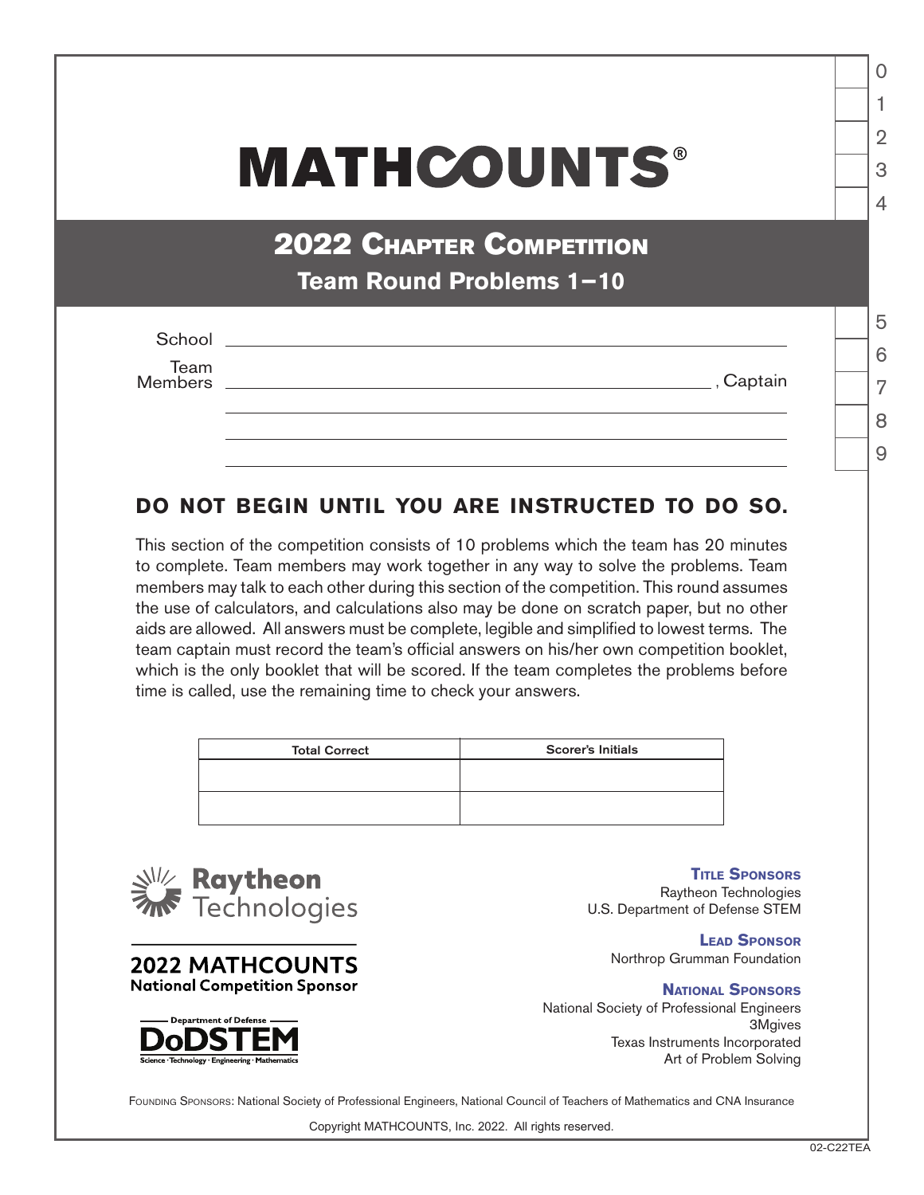# MATHCOUNTS®

## 2022 Chapter Competition

### Team Round Problems 1−10

School ____________________

Team Members ____________________, Captain

____________________

____________________

____________________

0
1
2
3
4

5
6
7
8
9

**DO NOT BEGIN UNTIL YOU ARE INSTRUCTED TO DO SO.**

This section of the competition consists of 10 problems which the team has 20 minutes to complete. Team members may work together in any way to solve the problems. Team members may talk to each other during this section of the competition. This round assumes the use of calculators, and calculations also may be done on scratch paper, but no other aids are allowed. All answers must be complete, legible and simplified to lowest terms. The team captain must record the team's official answers on his/her own competition booklet, which is the only booklet that will be scored. If the team completes the problems before time is called, use the remaining time to check your answers.

| Total Correct | Scorer's Initials |
| --- | --- |
| | |
| | |

Raytheon Technologies

2022 MATHCOUNTS National Competition Sponsor

Department of Defense DoDSTEM Science · Technology · Engineering · Mathematics

**Title Sponsors**
Raytheon Technologies
U.S. Department of Defense STEM

**Lead Sponsor**
Northrop Grumman Foundation

**National Sponsors**
National Society of Professional Engineers
3Mgives
Texas Instruments Incorporated
Art of Problem Solving

Founding Sponsors: National Society of Professional Engineers, National Council of Teachers of Mathematics and CNA Insurance

Copyright MATHCOUNTS, Inc. 2022. All rights reserved.

02-C22TEA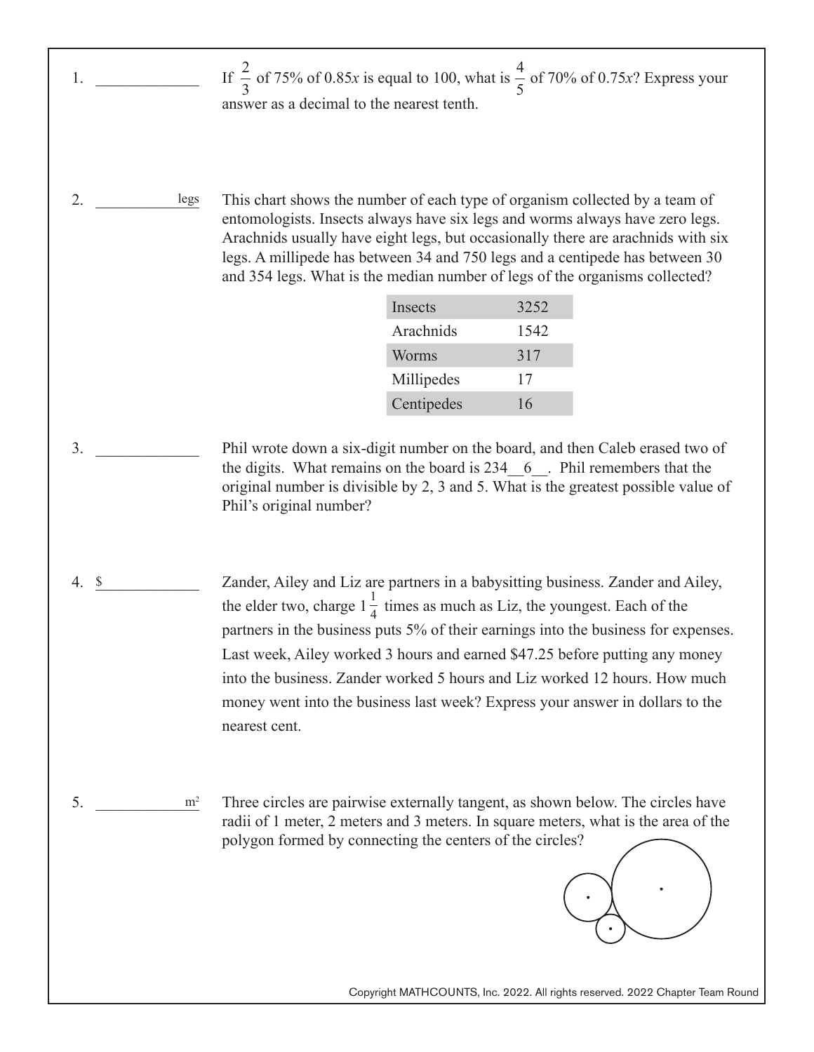1. \_\_\_\_\_\_\_\_\_\_\_\_ If $\frac{2}{3}$ of 75% of $0.85x$ is equal to 100, what is $\frac{4}{5}$ of 70% of $0.75x$? Express your answer as a decimal to the nearest tenth.

2. \_\_\_\_\_\_\_\_\_\_\_\_ legs This chart shows the number of each type of organism collected by a team of entomologists. Insects always have six legs and worms always have zero legs. Arachnids usually have eight legs, but occasionally there are arachnids with six legs. A millipede has between 34 and 750 legs and a centipede has between 30 and 354 legs. What is the median number of legs of the organisms collected?

| Insects | 3252 |
|---|---|
| Arachnids | 1542 |
| Worms | 317 |
| Millipedes | 17 |
| Centipedes | 16 |

3. \_\_\_\_\_\_\_\_\_\_\_\_ Phil wrote down a six-digit number on the board, and then Caleb erased two of the digits. What remains on the board is 234\_\_6\_\_. Phil remembers that the original number is divisible by 2, 3 and 5. What is the greatest possible value of Phil's original number?

4. $ \_\_\_\_\_\_\_\_\_\_\_\_ Zander, Ailey and Liz are partners in a babysitting business. Zander and Ailey, the elder two, charge $1\frac{1}{4}$ times as much as Liz, the youngest. Each of the partners in the business puts 5% of their earnings into the business for expenses. Last week, Ailey worked 3 hours and earned $47.25 before putting any money into the business. Zander worked 5 hours and Liz worked 12 hours. How much money went into the business last week? Express your answer in dollars to the nearest cent.

5. \_\_\_\_\_\_\_\_\_\_\_\_ $m^2$ Three circles are pairwise externally tangent, as shown below. The circles have radii of 1 meter, 2 meters and 3 meters. In square meters, what is the area of the polygon formed by connecting the centers of the circles?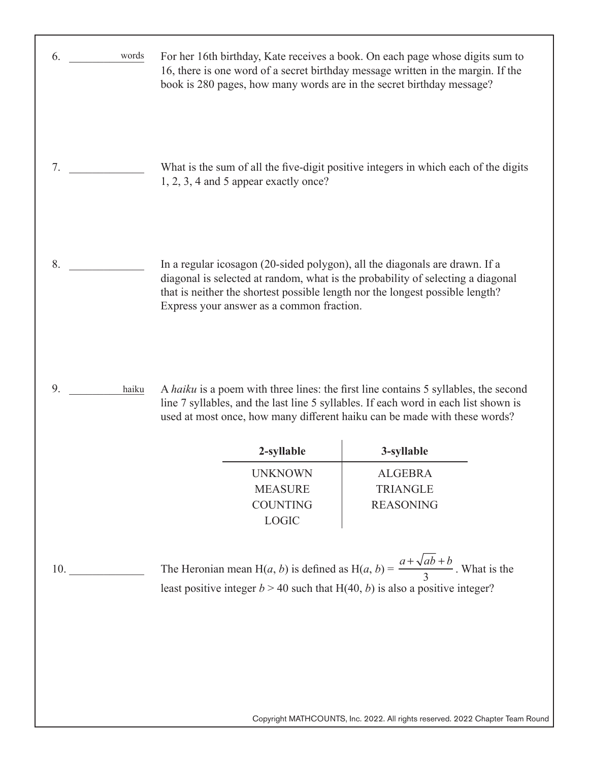6. __________ words

For her 16th birthday, Kate receives a book. On each page whose digits sum to 16, there is one word of a secret birthday message written in the margin. If the book is 280 pages, how many words are in the secret birthday message?

7. __________

What is the sum of all the five-digit positive integers in which each of the digits 1, 2, 3, 4 and 5 appear exactly once?

8. __________

In a regular icosagon (20-sided polygon), all the diagonals are drawn. If a diagonal is selected at random, what is the probability of selecting a diagonal that is neither the shortest possible length nor the longest possible length? Express your answer as a common fraction.

9. __________ haiku

A *haiku* is a poem with three lines: the first line contains 5 syllables, the second line 7 syllables, and the last line 5 syllables. If each word in each list shown is used at most once, how many different haiku can be made with these words?

| 2-syllable | 3-syllable |
|---|---|
| UNKNOWN | ALGEBRA |
| MEASURE | TRIANGLE |
| COUNTING | REASONING |
| LOGIC | |

10. __________

The Heronian mean H($a$, $b$) is defined as H($a$, $b$) = $\dfrac{a+\sqrt{ab}+b}{3}$. What is the least positive integer $b > 40$ such that H(40, $b$) is also a positive integer?